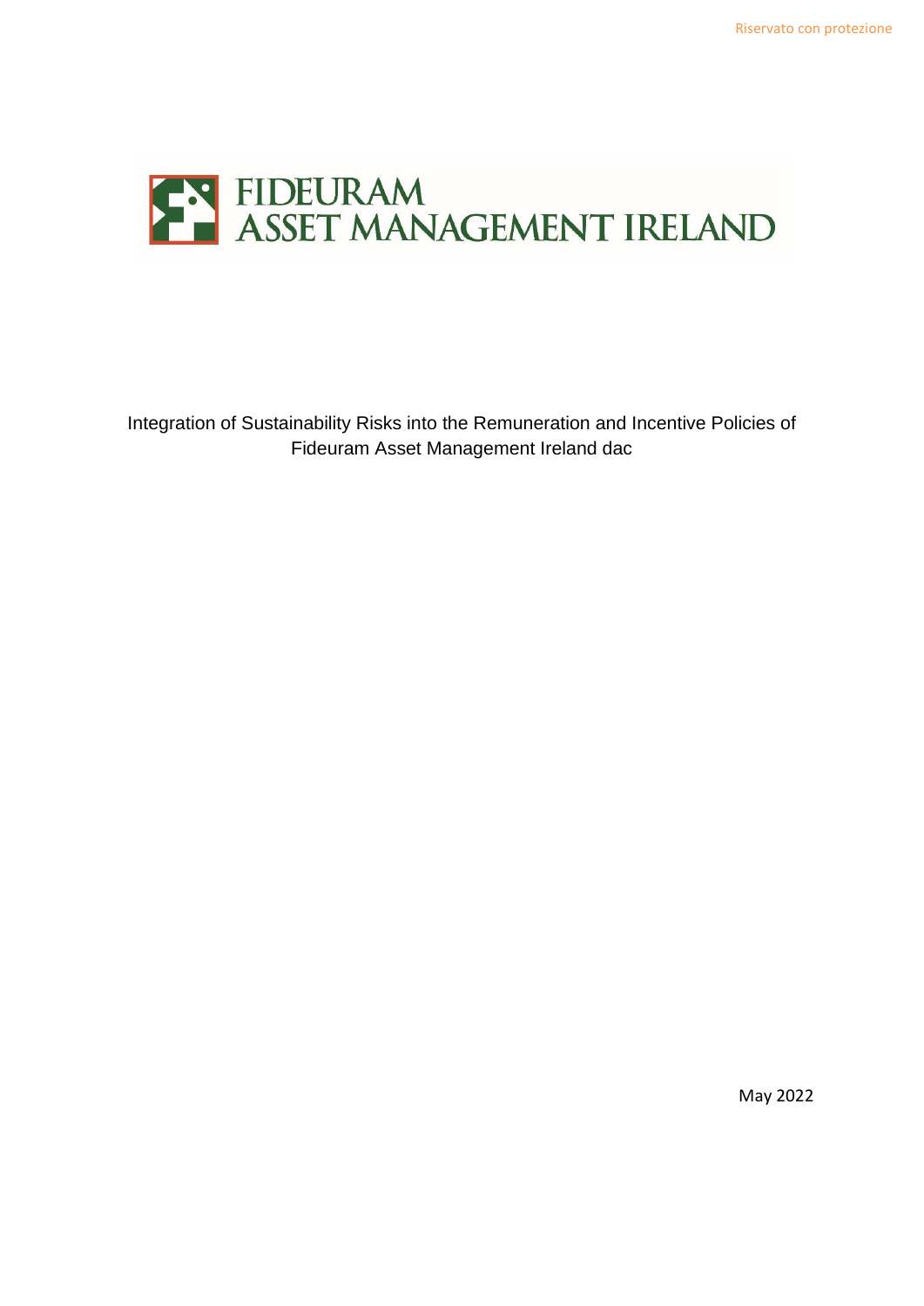FIDEURAM ASSET MANAGEMENT IRELAND

# Integration of Sustainability Risks into the Remuneration and Incentive Policies of Fideuram Asset Management Ireland dac

May 2022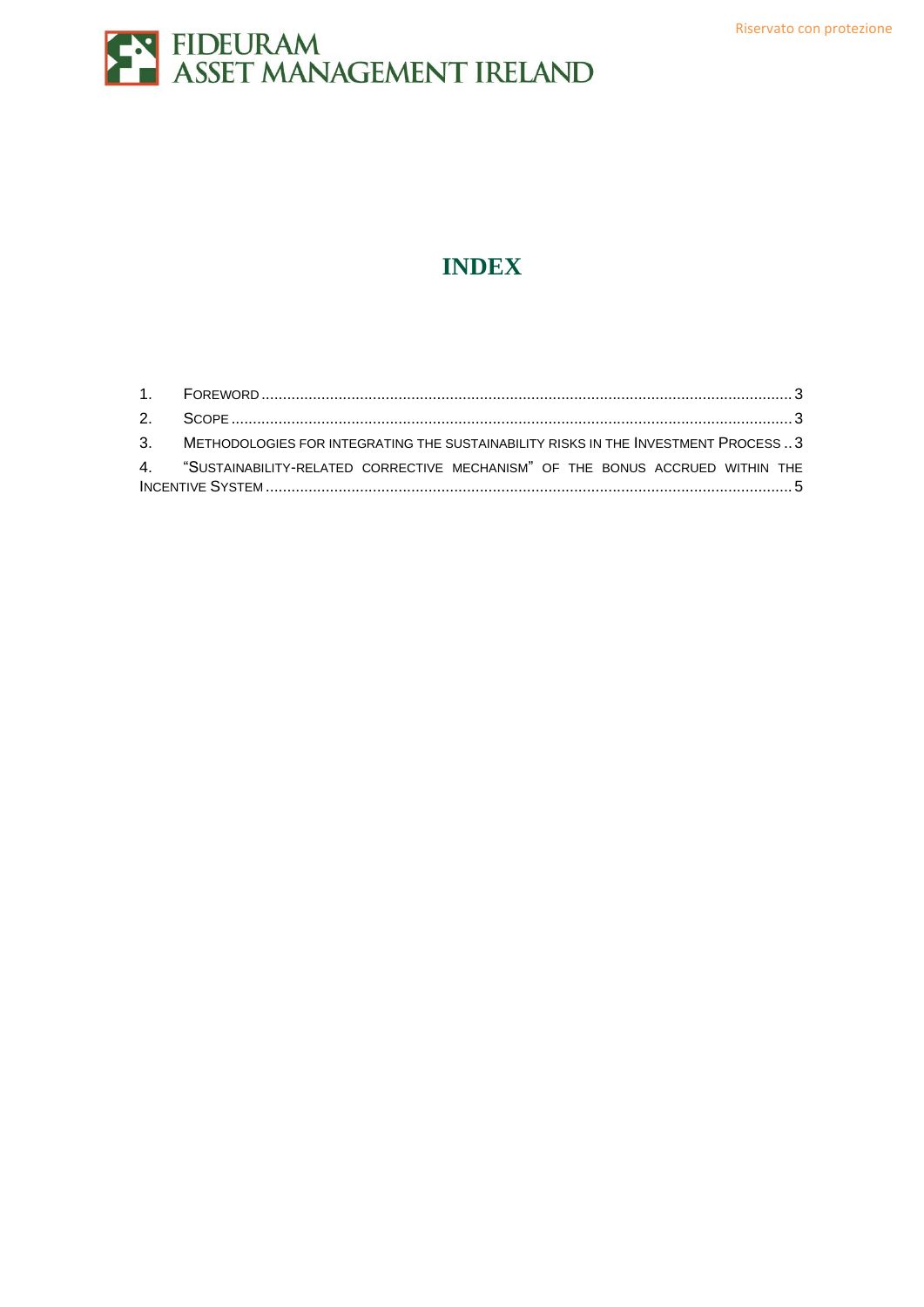# INDEX

1. Foreword ........ 3
2. Scope ........ 3
3. Methodologies for integrating the sustainability risks in the Investment Process ........ 3
4. "Sustainability-related corrective mechanism" of the bonus accrued within the Incentive System ........ 5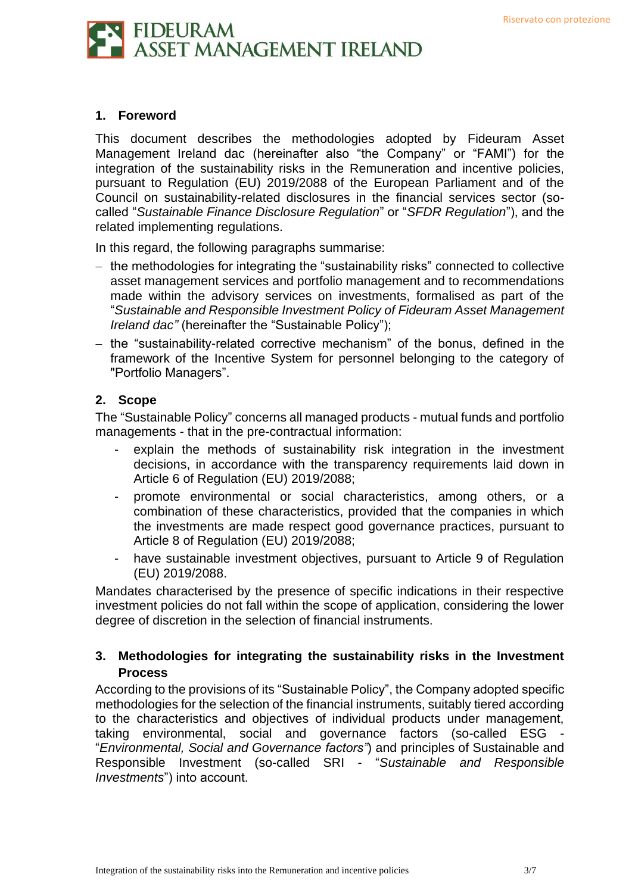## 1. Foreword

This document describes the methodologies adopted by Fideuram Asset Management Ireland dac (hereinafter also "the Company" or "FAMI") for the integration of the sustainability risks in the Remuneration and incentive policies, pursuant to Regulation (EU) 2019/2088 of the European Parliament and of the Council on sustainability-related disclosures in the financial services sector (so-called "*Sustainable Finance Disclosure Regulation*" or "*SFDR Regulation*"), and the related implementing regulations.

In this regard, the following paragraphs summarise:

- the methodologies for integrating the "sustainability risks" connected to collective asset management services and portfolio management and to recommendations made within the advisory services on investments, formalised as part of the "*Sustainable and Responsible Investment Policy of Fideuram Asset Management Ireland dac"* (hereinafter the "Sustainable Policy");
- the "sustainability-related corrective mechanism" of the bonus, defined in the framework of the Incentive System for personnel belonging to the category of "Portfolio Managers".

## 2. Scope

The "Sustainable Policy" concerns all managed products - mutual funds and portfolio managements - that in the pre-contractual information:

- explain the methods of sustainability risk integration in the investment decisions, in accordance with the transparency requirements laid down in Article 6 of Regulation (EU) 2019/2088;
- promote environmental or social characteristics, among others, or a combination of these characteristics, provided that the companies in which the investments are made respect good governance practices, pursuant to Article 8 of Regulation (EU) 2019/2088;
- have sustainable investment objectives, pursuant to Article 9 of Regulation (EU) 2019/2088.

Mandates characterised by the presence of specific indications in their respective investment policies do not fall within the scope of application, considering the lower degree of discretion in the selection of financial instruments.

## 3. Methodologies for integrating the sustainability risks in the Investment Process

According to the provisions of its "Sustainable Policy", the Company adopted specific methodologies for the selection of the financial instruments, suitably tiered according to the characteristics and objectives of individual products under management, taking environmental, social and governance factors (so-called ESG - "*Environmental, Social and Governance factors"*) and principles of Sustainable and Responsible Investment (so-called SRI - "*Sustainable and Responsible Investments*") into account.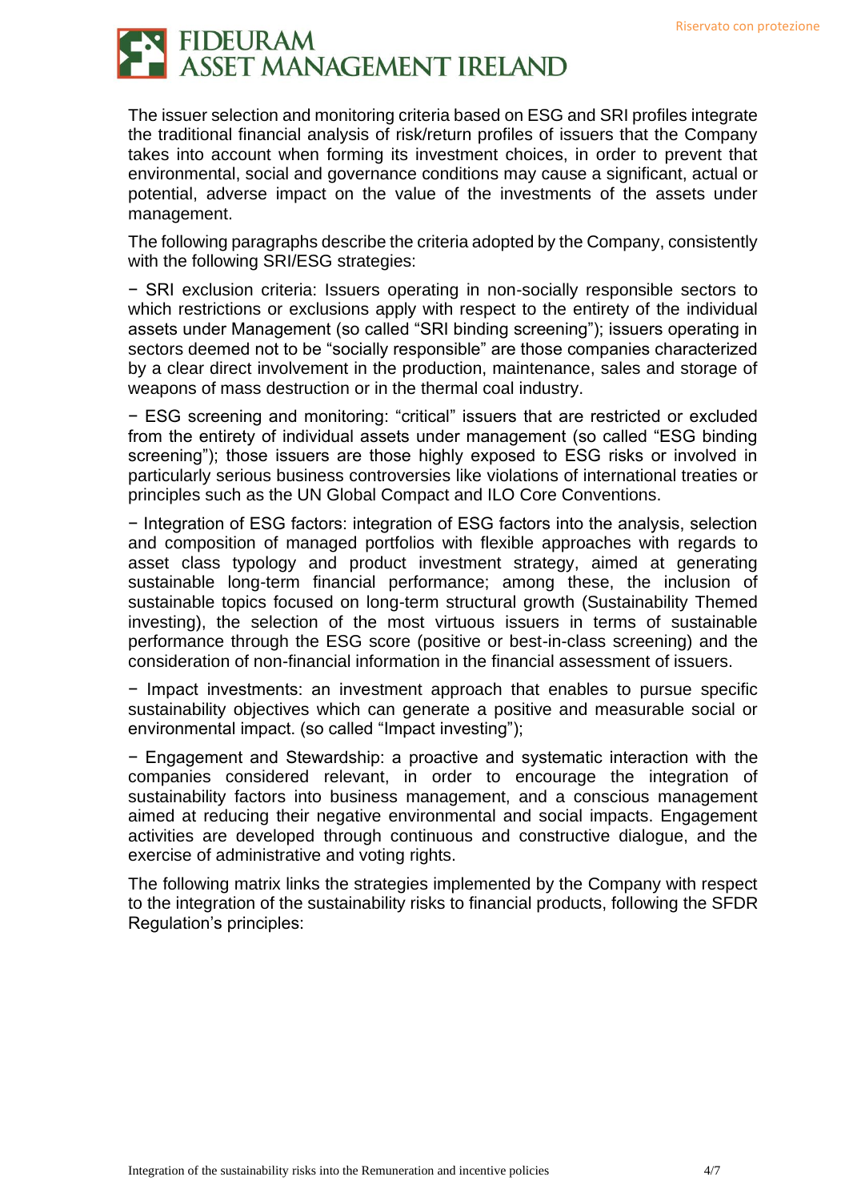The issuer selection and monitoring criteria based on ESG and SRI profiles integrate the traditional financial analysis of risk/return profiles of issuers that the Company takes into account when forming its investment choices, in order to prevent that environmental, social and governance conditions may cause a significant, actual or potential, adverse impact on the value of the investments of the assets under management.

The following paragraphs describe the criteria adopted by the Company, consistently with the following SRI/ESG strategies:

− SRI exclusion criteria: Issuers operating in non-socially responsible sectors to which restrictions or exclusions apply with respect to the entirety of the individual assets under Management (so called "SRI binding screening"); issuers operating in sectors deemed not to be "socially responsible" are those companies characterized by a clear direct involvement in the production, maintenance, sales and storage of weapons of mass destruction or in the thermal coal industry.

− ESG screening and monitoring: "critical" issuers that are restricted or excluded from the entirety of individual assets under management (so called "ESG binding screening"); those issuers are those highly exposed to ESG risks or involved in particularly serious business controversies like violations of international treaties or principles such as the UN Global Compact and ILO Core Conventions.

− Integration of ESG factors: integration of ESG factors into the analysis, selection and composition of managed portfolios with flexible approaches with regards to asset class typology and product investment strategy, aimed at generating sustainable long-term financial performance; among these, the inclusion of sustainable topics focused on long-term structural growth (Sustainability Themed investing), the selection of the most virtuous issuers in terms of sustainable performance through the ESG score (positive or best-in-class screening) and the consideration of non-financial information in the financial assessment of issuers.

− Impact investments: an investment approach that enables to pursue specific sustainability objectives which can generate a positive and measurable social or environmental impact. (so called "Impact investing");

− Engagement and Stewardship: a proactive and systematic interaction with the companies considered relevant, in order to encourage the integration of sustainability factors into business management, and a conscious management aimed at reducing their negative environmental and social impacts. Engagement activities are developed through continuous and constructive dialogue, and the exercise of administrative and voting rights.

The following matrix links the strategies implemented by the Company with respect to the integration of the sustainability risks to financial products, following the SFDR Regulation's principles: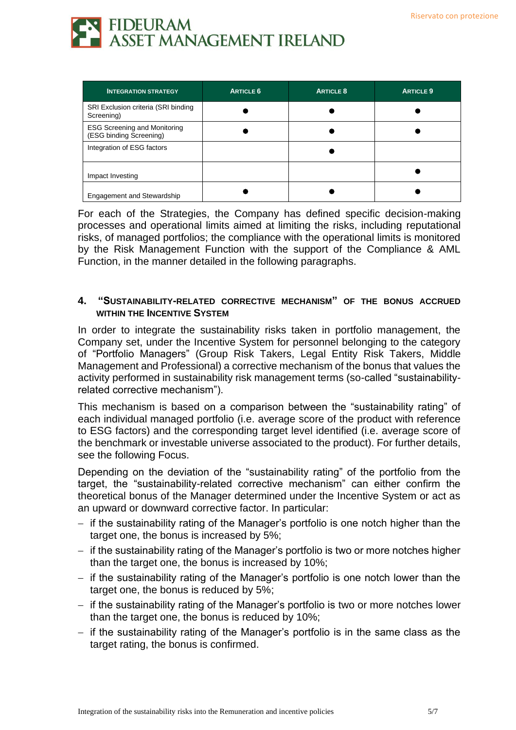| INTEGRATION STRATEGY | ARTICLE 6 | ARTICLE 8 | ARTICLE 9 |
|---|---|---|---|
| SRI Exclusion criteria (SRI binding Screening) | ● | ● | ● |
| ESG Screening and Monitoring (ESG binding Screening) | ● | ● | ● |
| Integration of ESG factors | | ● | |
| Impact Investing | | | ● |
| Engagement and Stewardship | ● | ● | ● |

For each of the Strategies, the Company has defined specific decision-making processes and operational limits aimed at limiting the risks, including reputational risks, of managed portfolios; the compliance with the operational limits is monitored by the Risk Management Function with the support of the Compliance & AML Function, in the manner detailed in the following paragraphs.

## 4. "SUSTAINABILITY-RELATED CORRECTIVE MECHANISM" OF THE BONUS ACCRUED WITHIN THE INCENTIVE SYSTEM

In order to integrate the sustainability risks taken in portfolio management, the Company set, under the Incentive System for personnel belonging to the category of "Portfolio Managers" (Group Risk Takers, Legal Entity Risk Takers, Middle Management and Professional) a corrective mechanism of the bonus that values the activity performed in sustainability risk management terms (so-called "sustainability-related corrective mechanism").

This mechanism is based on a comparison between the "sustainability rating" of each individual managed portfolio (i.e. average score of the product with reference to ESG factors) and the corresponding target level identified (i.e. average score of the benchmark or investable universe associated to the product). For further details, see the following Focus.

Depending on the deviation of the "sustainability rating" of the portfolio from the target, the "sustainability-related corrective mechanism" can either confirm the theoretical bonus of the Manager determined under the Incentive System or act as an upward or downward corrective factor. In particular:

- if the sustainability rating of the Manager's portfolio is one notch higher than the target one, the bonus is increased by 5%;
- if the sustainability rating of the Manager's portfolio is two or more notches higher than the target one, the bonus is increased by 10%;
- if the sustainability rating of the Manager's portfolio is one notch lower than the target one, the bonus is reduced by 5%;
- if the sustainability rating of the Manager's portfolio is two or more notches lower than the target one, the bonus is reduced by 10%;
- if the sustainability rating of the Manager's portfolio is in the same class as the target rating, the bonus is confirmed.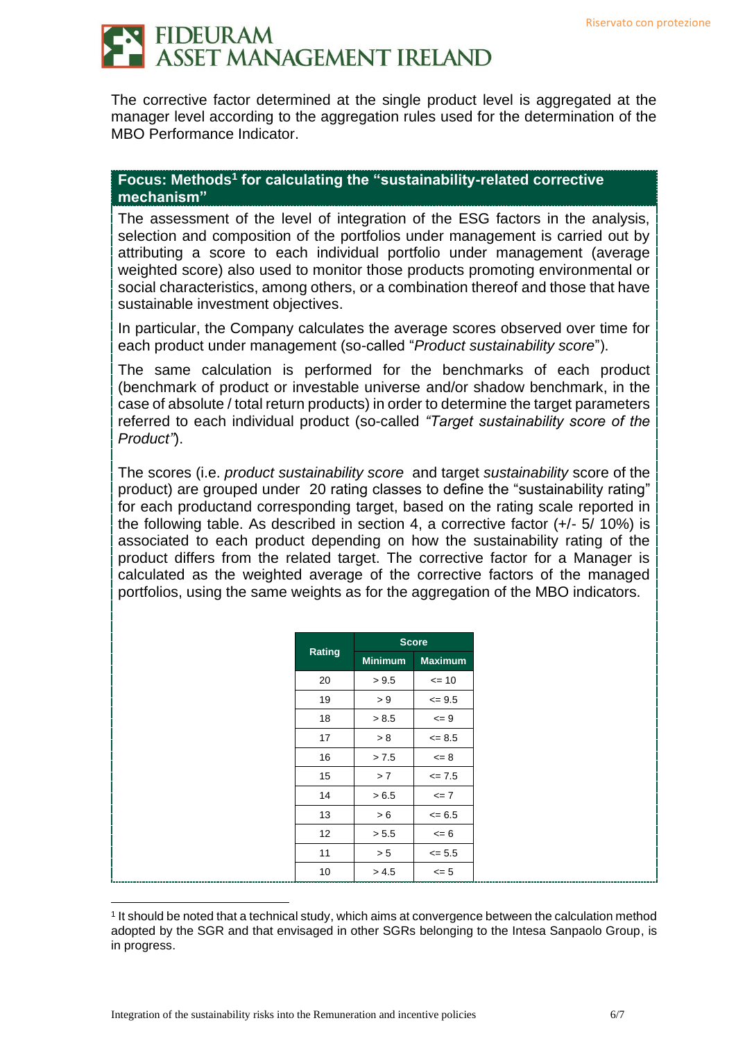The corrective factor determined at the single product level is aggregated at the manager level according to the aggregation rules used for the determination of the MBO Performance Indicator.

**Focus: Methods[1] for calculating the "sustainability-related corrective mechanism"**

The assessment of the level of integration of the ESG factors in the analysis, selection and composition of the portfolios under management is carried out by attributing a score to each individual portfolio under management (average weighted score) also used to monitor those products promoting environmental or social characteristics, among others, or a combination thereof and those that have sustainable investment objectives.

In particular, the Company calculates the average scores observed over time for each product under management (so-called "*Product sustainability score*").

The same calculation is performed for the benchmarks of each product (benchmark of product or investable universe and/or shadow benchmark, in the case of absolute / total return products) in order to determine the target parameters referred to each individual product (so-called *"Target sustainability score of the Product"*).

The scores (i.e. *product sustainability score* and target *sustainability* score of the product) are grouped under 20 rating classes to define the "sustainability rating" for each productand corresponding target, based on the rating scale reported in the following table. As described in section 4, a corrective factor (+/- 5/ 10%) is associated to each product depending on how the sustainability rating of the product differs from the related target. The corrective factor for a Manager is calculated as the weighted average of the corrective factors of the managed portfolios, using the same weights as for the aggregation of the MBO indicators.

| Rating | Score | |
|---|---|---|
| | Minimum | Maximum |
| 20 | > 9.5 | <= 10 |
| 19 | > 9 | <= 9.5 |
| 18 | > 8.5 | <= 9 |
| 17 | > 8 | <= 8.5 |
| 16 | > 7.5 | <= 8 |
| 15 | > 7 | <= 7.5 |
| 14 | > 6.5 | <= 7 |
| 13 | > 6 | <= 6.5 |
| 12 | > 5.5 | <= 6 |
| 11 | > 5 | <= 5.5 |
| 10 | > 4.5 | <= 5 |

[1] It should be noted that a technical study, which aims at convergence between the calculation method adopted by the SGR and that envisaged in other SGRs belonging to the Intesa Sanpaolo Group, is in progress.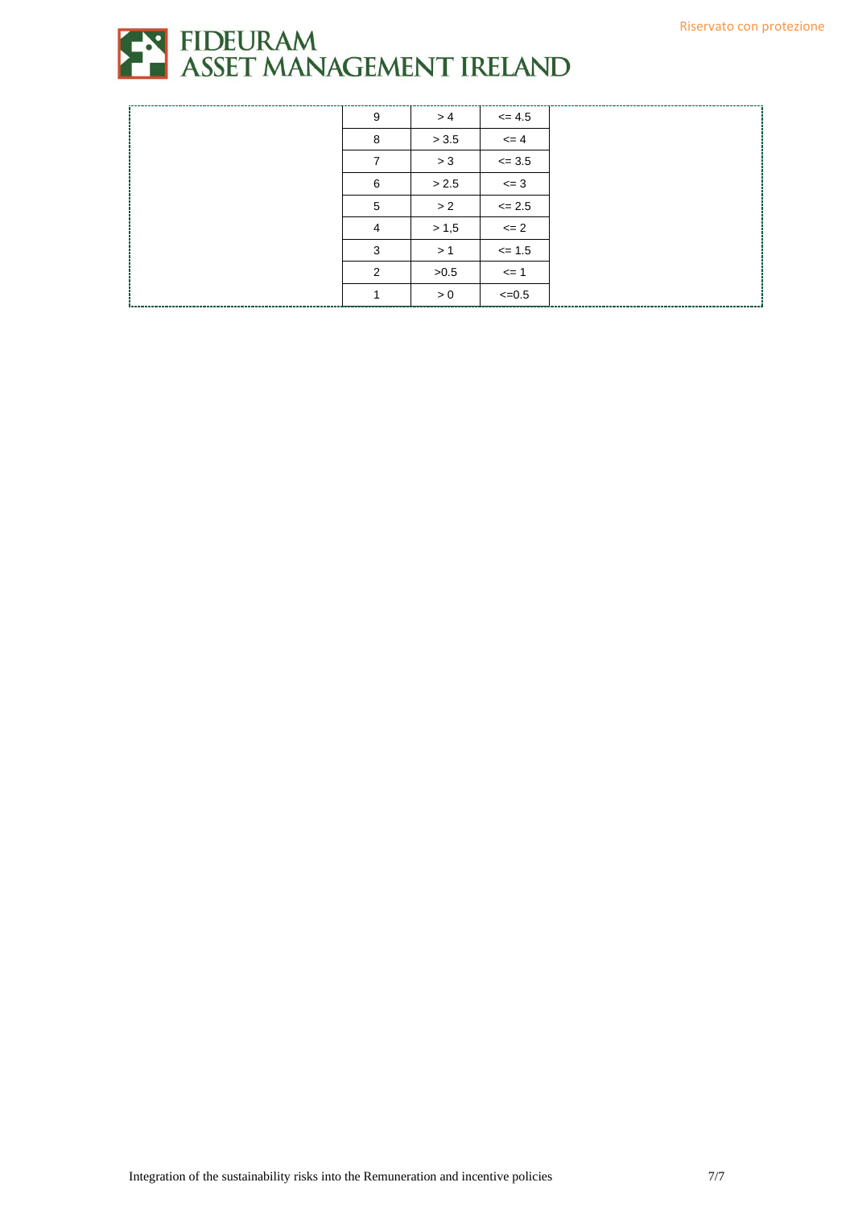| | | |
|---|---|---|
| 9 | > 4 | <= 4.5 |
| 8 | > 3.5 | <= 4 |
| 7 | > 3 | <= 3.5 |
| 6 | > 2.5 | <= 3 |
| 5 | > 2 | <= 2.5 |
| 4 | > 1,5 | <= 2 |
| 3 | > 1 | <= 1.5 |
| 2 | >0.5 | <= 1 |
| 1 | > 0 | <=0.5 |